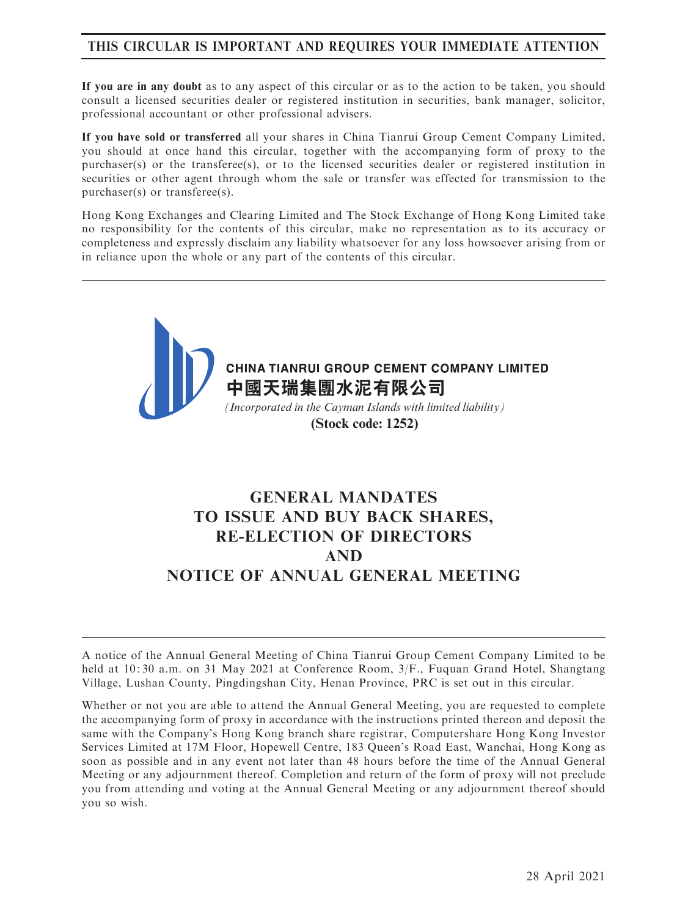**THIS CIRCULAR IS IMPORTANT AND REQUIRES YOUR IMMEDIATE ATTENTION**

**If you are in any doubt** as to any aspect of this circular or as to the action to be taken, you should consult a licensed securities dealer or registered institution in securities, bank manager, solicitor, professional accountant or other professional advisers.

**If you have sold or transferred** all your shares in China Tianrui Group Cement Company Limited, you should at once hand this circular, together with the accompanying form of proxy to the purchaser(s) or the transferee(s), or to the licensed securities dealer or registered institution in securities or other agent through whom the sale or transfer was effected for transmission to the purchaser(s) or transferee(s).

Hong Kong Exchanges and Clearing Limited and The Stock Exchange of Hong Kong Limited take no responsibility for the contents of this circular, make no representation as to its accuracy or completeness and expressly disclaim any liability whatsoever for any loss howsoever arising from or in reliance upon the whole or any part of the contents of this circular.

**CHINA TIANRUI GROUP CEMENT COMPANY LIMITED**
**中國天瑞集團水泥有限公司**
*(Incorporated in the Cayman Islands with limited liability)*
**(Stock code: 1252)**

# GENERAL MANDATES TO ISSUE AND BUY BACK SHARES, RE-ELECTION OF DIRECTORS AND NOTICE OF ANNUAL GENERAL MEETING

A notice of the Annual General Meeting of China Tianrui Group Cement Company Limited to be held at 10:30 a.m. on 31 May 2021 at Conference Room, 3/F., Fuquan Grand Hotel, Shangtang Village, Lushan County, Pingdingshan City, Henan Province, PRC is set out in this circular.

Whether or not you are able to attend the Annual General Meeting, you are requested to complete the accompanying form of proxy in accordance with the instructions printed thereon and deposit the same with the Company's Hong Kong branch share registrar, Computershare Hong Kong Investor Services Limited at 17M Floor, Hopewell Centre, 183 Queen's Road East, Wanchai, Hong Kong as soon as possible and in any event not later than 48 hours before the time of the Annual General Meeting or any adjournment thereof. Completion and return of the form of proxy will not preclude you from attending and voting at the Annual General Meeting or any adjournment thereof should you so wish.

28 April 2021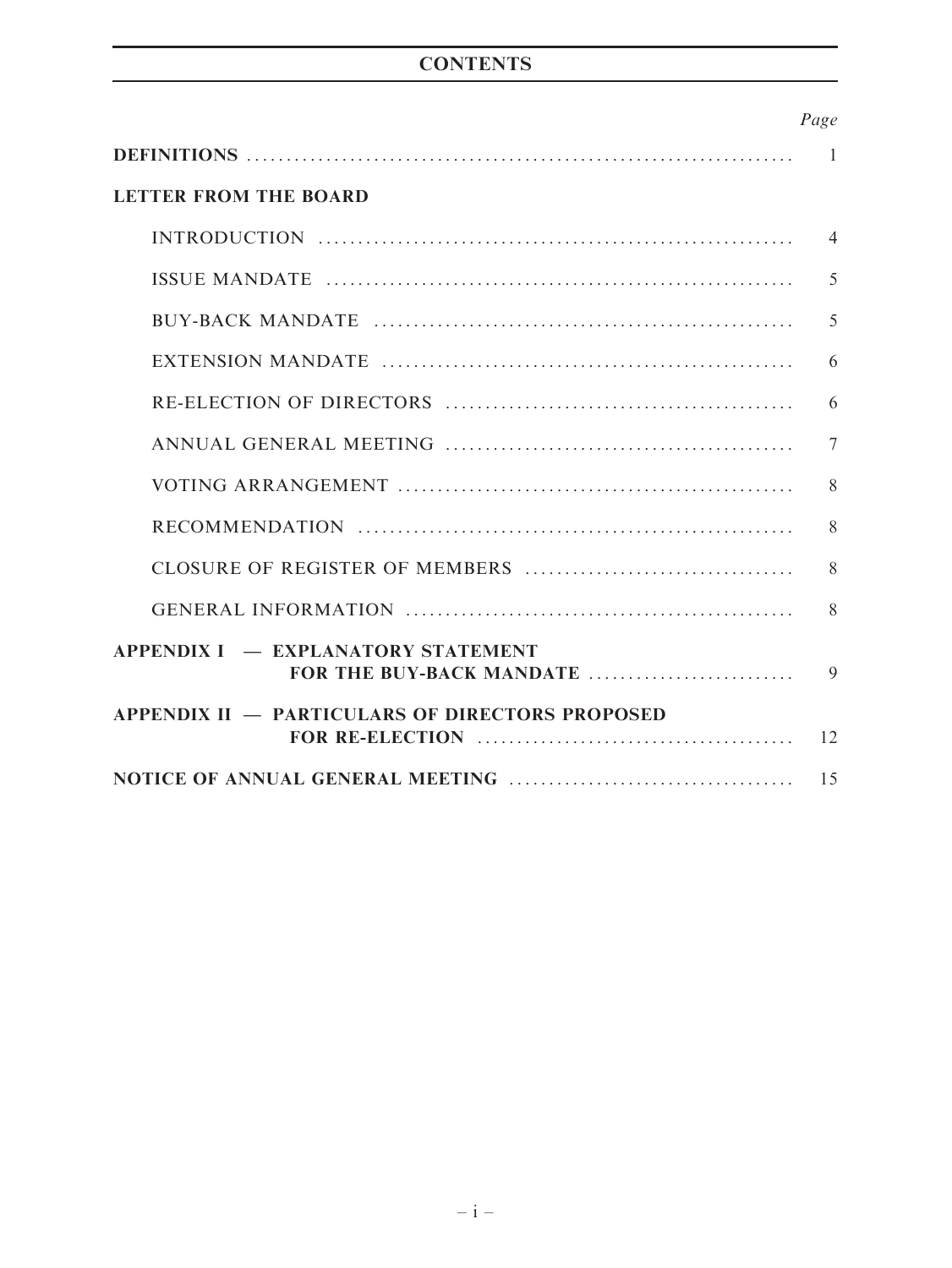# CONTENTS

| | Page |
|---|---|
| **DEFINITIONS** | 1 |
| **LETTER FROM THE BOARD** | |
| INTRODUCTION | 4 |
| ISSUE MANDATE | 5 |
| BUY-BACK MANDATE | 5 |
| EXTENSION MANDATE | 6 |
| RE-ELECTION OF DIRECTORS | 6 |
| ANNUAL GENERAL MEETING | 7 |
| VOTING ARRANGEMENT | 8 |
| RECOMMENDATION | 8 |
| CLOSURE OF REGISTER OF MEMBERS | 8 |
| GENERAL INFORMATION | 8 |
| **APPENDIX I — EXPLANATORY STATEMENT FOR THE BUY-BACK MANDATE** | 9 |
| **APPENDIX II — PARTICULARS OF DIRECTORS PROPOSED FOR RE-ELECTION** | 12 |
| **NOTICE OF ANNUAL GENERAL MEETING** | 15 |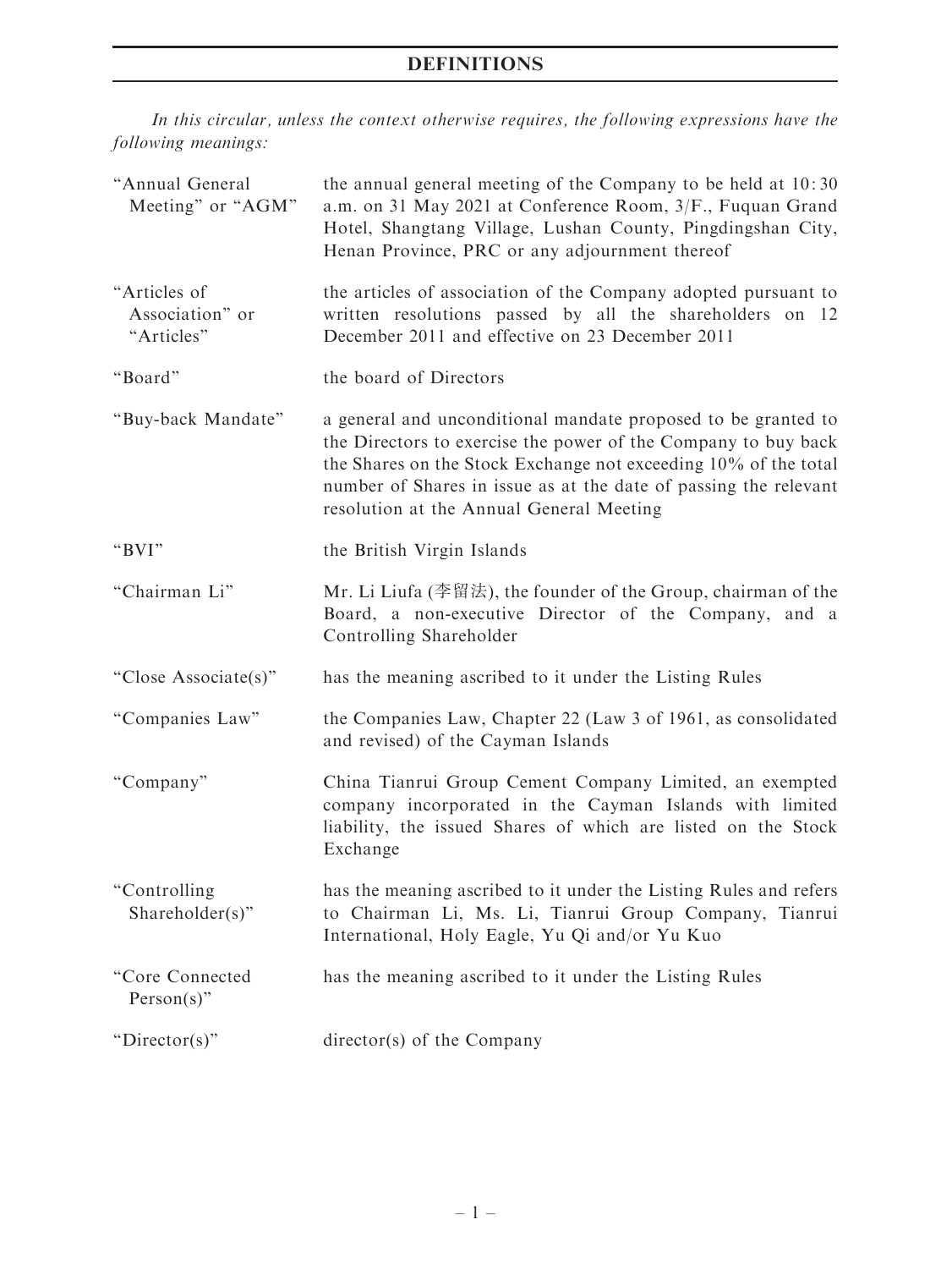# DEFINITIONS

*In this circular, unless the context otherwise requires, the following expressions have the following meanings:*

| | |
|---|---|
| "Annual General Meeting" or "AGM" | the annual general meeting of the Company to be held at 10:30 a.m. on 31 May 2021 at Conference Room, 3/F., Fuquan Grand Hotel, Shangtang Village, Lushan County, Pingdingshan City, Henan Province, PRC or any adjournment thereof |
| "Articles of Association" or "Articles" | the articles of association of the Company adopted pursuant to written resolutions passed by all the shareholders on 12 December 2011 and effective on 23 December 2011 |
| "Board" | the board of Directors |
| "Buy-back Mandate" | a general and unconditional mandate proposed to be granted to the Directors to exercise the power of the Company to buy back the Shares on the Stock Exchange not exceeding 10% of the total number of Shares in issue as at the date of passing the relevant resolution at the Annual General Meeting |
| "BVI" | the British Virgin Islands |
| "Chairman Li" | Mr. Li Liufa (李留法), the founder of the Group, chairman of the Board, a non-executive Director of the Company, and a Controlling Shareholder |
| "Close Associate(s)" | has the meaning ascribed to it under the Listing Rules |
| "Companies Law" | the Companies Law, Chapter 22 (Law 3 of 1961, as consolidated and revised) of the Cayman Islands |
| "Company" | China Tianrui Group Cement Company Limited, an exempted company incorporated in the Cayman Islands with limited liability, the issued Shares of which are listed on the Stock Exchange |
| "Controlling Shareholder(s)" | has the meaning ascribed to it under the Listing Rules and refers to Chairman Li, Ms. Li, Tianrui Group Company, Tianrui International, Holy Eagle, Yu Qi and/or Yu Kuo |
| "Core Connected Person(s)" | has the meaning ascribed to it under the Listing Rules |
| "Director(s)" | director(s) of the Company |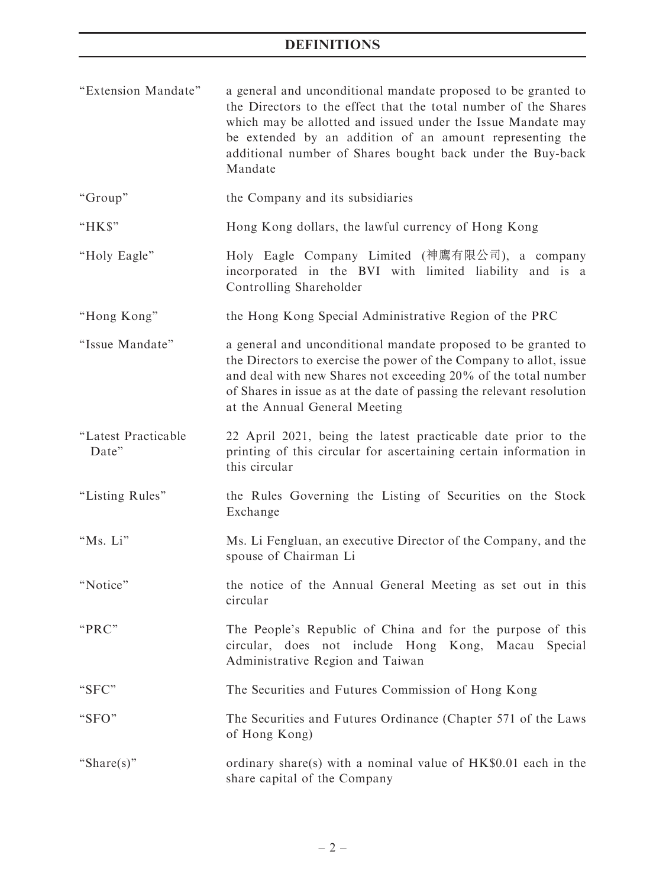# DEFINITIONS

| | |
|---|---|
| "Extension Mandate" | a general and unconditional mandate proposed to be granted to the Directors to the effect that the total number of the Shares which may be allotted and issued under the Issue Mandate may be extended by an addition of an amount representing the additional number of Shares bought back under the Buy-back Mandate |
| "Group" | the Company and its subsidiaries |
| "HK$" | Hong Kong dollars, the lawful currency of Hong Kong |
| "Holy Eagle" | Holy Eagle Company Limited (神鷹有限公司), a company incorporated in the BVI with limited liability and is a Controlling Shareholder |
| "Hong Kong" | the Hong Kong Special Administrative Region of the PRC |
| "Issue Mandate" | a general and unconditional mandate proposed to be granted to the Directors to exercise the power of the Company to allot, issue and deal with new Shares not exceeding 20% of the total number of Shares in issue as at the date of passing the relevant resolution at the Annual General Meeting |
| "Latest Practicable Date" | 22 April 2021, being the latest practicable date prior to the printing of this circular for ascertaining certain information in this circular |
| "Listing Rules" | the Rules Governing the Listing of Securities on the Stock Exchange |
| "Ms. Li" | Ms. Li Fengluan, an executive Director of the Company, and the spouse of Chairman Li |
| "Notice" | the notice of the Annual General Meeting as set out in this circular |
| "PRC" | The People's Republic of China and for the purpose of this circular, does not include Hong Kong, Macau Special Administrative Region and Taiwan |
| "SFC" | The Securities and Futures Commission of Hong Kong |
| "SFO" | The Securities and Futures Ordinance (Chapter 571 of the Laws of Hong Kong) |
| "Share(s)" | ordinary share(s) with a nominal value of HK$0.01 each in the share capital of the Company |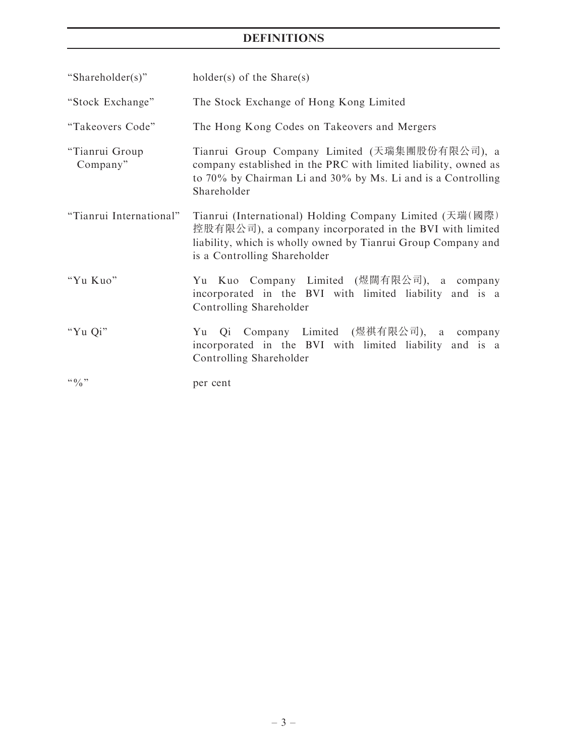| | |
|---|---|
| "Shareholder(s)" | holder(s) of the Share(s) |
| "Stock Exchange" | The Stock Exchange of Hong Kong Limited |
| "Takeovers Code" | The Hong Kong Codes on Takeovers and Mergers |
| "Tianrui Group Company" | Tianrui Group Company Limited (天瑞集團股份有限公司), a company established in the PRC with limited liability, owned as to 70% by Chairman Li and 30% by Ms. Li and is a Controlling Shareholder |
| "Tianrui International" | Tianrui (International) Holding Company Limited (天瑞(國際)控股有限公司), a company incorporated in the BVI with limited liability, which is wholly owned by Tianrui Group Company and is a Controlling Shareholder |
| "Yu Kuo" | Yu Kuo Company Limited (煜闊有限公司), a company incorporated in the BVI with limited liability and is a Controlling Shareholder |
| "Yu Qi" | Yu Qi Company Limited (煜祺有限公司), a company incorporated in the BVI with limited liability and is a Controlling Shareholder |
| "%" | per cent |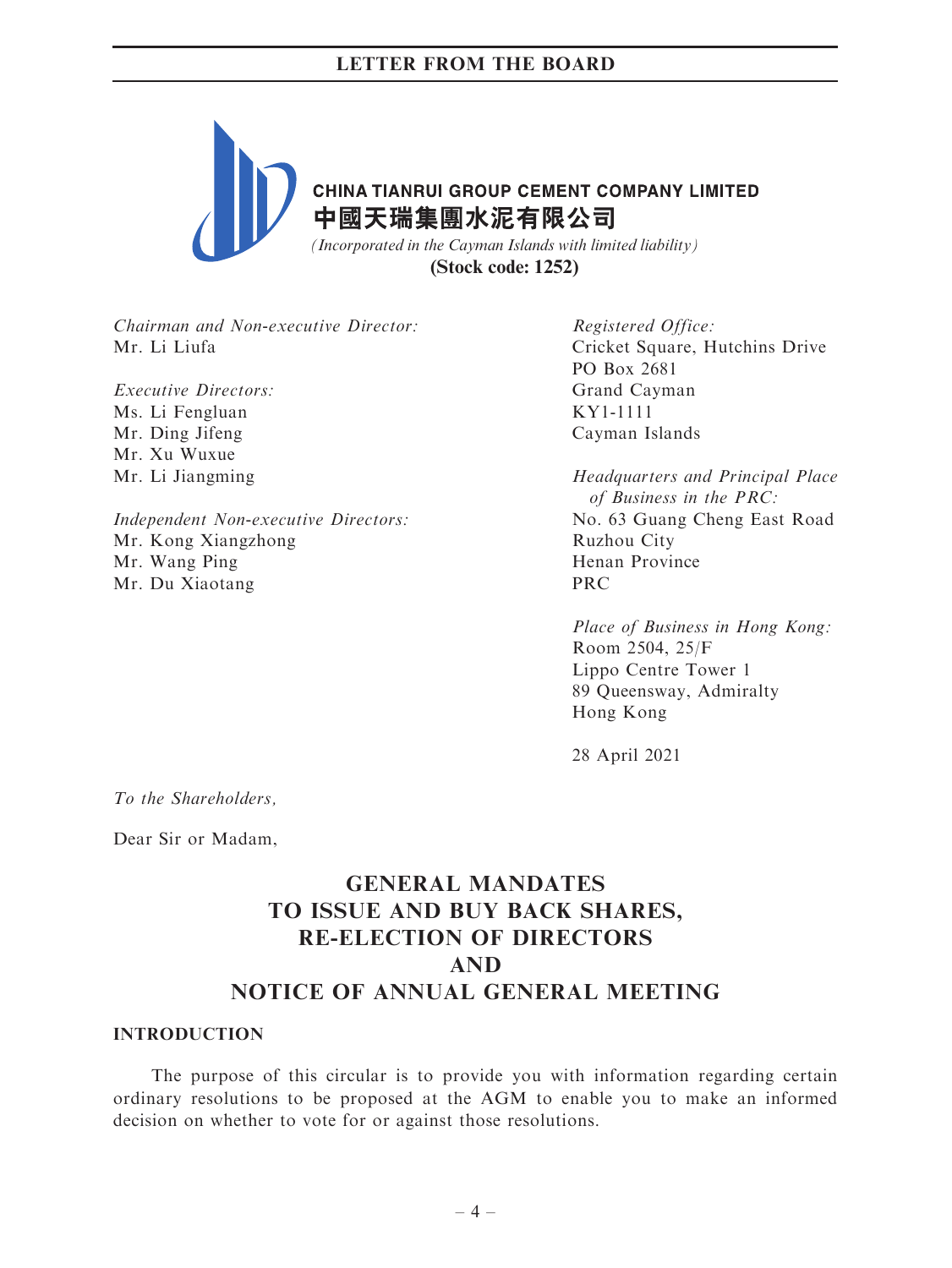**CHINA TIANRUI GROUP CEMENT COMPANY LIMITED**

**中國天瑞集團水泥有限公司**

*(Incorporated in the Cayman Islands with limited liability)*

**(Stock code: 1252)**

*Chairman and Non-executive Director:*
Mr. Li Liufa

*Executive Directors:*
Ms. Li Fengluan
Mr. Ding Jifeng
Mr. Xu Wuxue
Mr. Li Jiangming

*Independent Non-executive Directors:*
Mr. Kong Xiangzhong
Mr. Wang Ping
Mr. Du Xiaotang

*Registered Office:*
Cricket Square, Hutchins Drive
PO Box 2681
Grand Cayman
KY1-1111
Cayman Islands

*Headquarters and Principal Place of Business in the PRC:*
No. 63 Guang Cheng East Road
Ruzhou City
Henan Province
PRC

*Place of Business in Hong Kong:*
Room 2504, 25/F
Lippo Centre Tower 1
89 Queensway, Admiralty
Hong Kong

28 April 2021

*To the Shareholders,*

Dear Sir or Madam,

# GENERAL MANDATES TO ISSUE AND BUY BACK SHARES, RE-ELECTION OF DIRECTORS AND NOTICE OF ANNUAL GENERAL MEETING

## INTRODUCTION

The purpose of this circular is to provide you with information regarding certain ordinary resolutions to be proposed at the AGM to enable you to make an informed decision on whether to vote for or against those resolutions.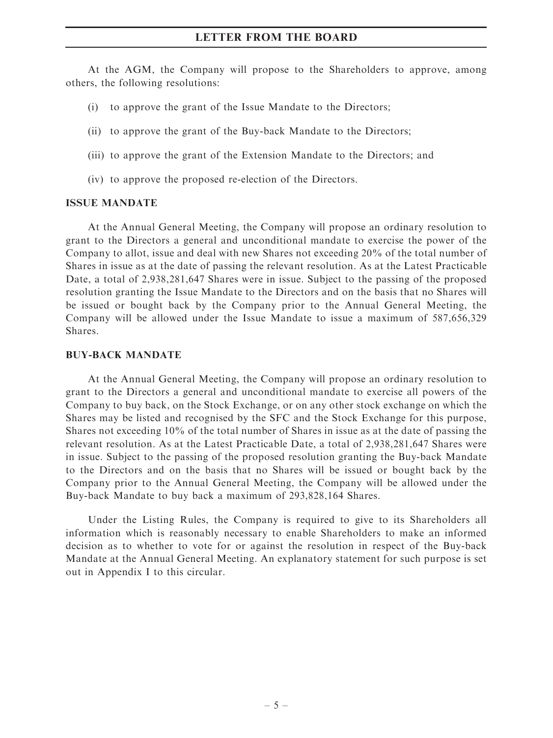At the AGM, the Company will propose to the Shareholders to approve, among others, the following resolutions:

(i) to approve the grant of the Issue Mandate to the Directors;

(ii) to approve the grant of the Buy-back Mandate to the Directors;

(iii) to approve the grant of the Extension Mandate to the Directors; and

(iv) to approve the proposed re-election of the Directors.

## ISSUE MANDATE

At the Annual General Meeting, the Company will propose an ordinary resolution to grant to the Directors a general and unconditional mandate to exercise the power of the Company to allot, issue and deal with new Shares not exceeding 20% of the total number of Shares in issue as at the date of passing the relevant resolution. As at the Latest Practicable Date, a total of 2,938,281,647 Shares were in issue. Subject to the passing of the proposed resolution granting the Issue Mandate to the Directors and on the basis that no Shares will be issued or bought back by the Company prior to the Annual General Meeting, the Company will be allowed under the Issue Mandate to issue a maximum of 587,656,329 Shares.

## BUY-BACK MANDATE

At the Annual General Meeting, the Company will propose an ordinary resolution to grant to the Directors a general and unconditional mandate to exercise all powers of the Company to buy back, on the Stock Exchange, or on any other stock exchange on which the Shares may be listed and recognised by the SFC and the Stock Exchange for this purpose, Shares not exceeding 10% of the total number of Shares in issue as at the date of passing the relevant resolution. As at the Latest Practicable Date, a total of 2,938,281,647 Shares were in issue. Subject to the passing of the proposed resolution granting the Buy-back Mandate to the Directors and on the basis that no Shares will be issued or bought back by the Company prior to the Annual General Meeting, the Company will be allowed under the Buy-back Mandate to buy back a maximum of 293,828,164 Shares.

Under the Listing Rules, the Company is required to give to its Shareholders all information which is reasonably necessary to enable Shareholders to make an informed decision as to whether to vote for or against the resolution in respect of the Buy-back Mandate at the Annual General Meeting. An explanatory statement for such purpose is set out in Appendix I to this circular.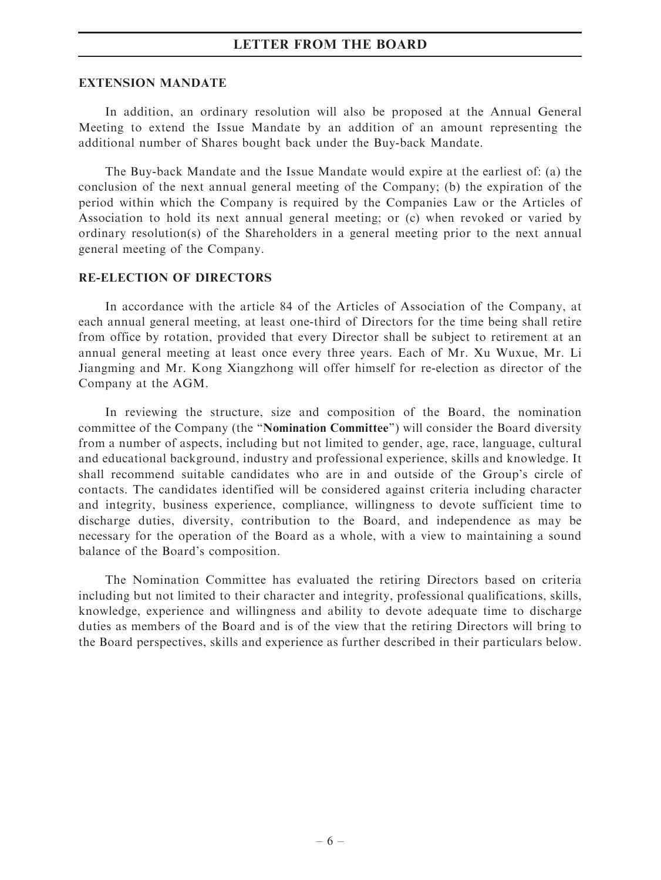## EXTENSION MANDATE

In addition, an ordinary resolution will also be proposed at the Annual General Meeting to extend the Issue Mandate by an addition of an amount representing the additional number of Shares bought back under the Buy-back Mandate.

The Buy-back Mandate and the Issue Mandate would expire at the earliest of: (a) the conclusion of the next annual general meeting of the Company; (b) the expiration of the period within which the Company is required by the Companies Law or the Articles of Association to hold its next annual general meeting; or (c) when revoked or varied by ordinary resolution(s) of the Shareholders in a general meeting prior to the next annual general meeting of the Company.

## RE-ELECTION OF DIRECTORS

In accordance with the article 84 of the Articles of Association of the Company, at each annual general meeting, at least one-third of Directors for the time being shall retire from office by rotation, provided that every Director shall be subject to retirement at an annual general meeting at least once every three years. Each of Mr. Xu Wuxue, Mr. Li Jiangming and Mr. Kong Xiangzhong will offer himself for re-election as director of the Company at the AGM.

In reviewing the structure, size and composition of the Board, the nomination committee of the Company (the "**Nomination Committee**") will consider the Board diversity from a number of aspects, including but not limited to gender, age, race, language, cultural and educational background, industry and professional experience, skills and knowledge. It shall recommend suitable candidates who are in and outside of the Group's circle of contacts. The candidates identified will be considered against criteria including character and integrity, business experience, compliance, willingness to devote sufficient time to discharge duties, diversity, contribution to the Board, and independence as may be necessary for the operation of the Board as a whole, with a view to maintaining a sound balance of the Board's composition.

The Nomination Committee has evaluated the retiring Directors based on criteria including but not limited to their character and integrity, professional qualifications, skills, knowledge, experience and willingness and ability to devote adequate time to discharge duties as members of the Board and is of the view that the retiring Directors will bring to the Board perspectives, skills and experience as further described in their particulars below.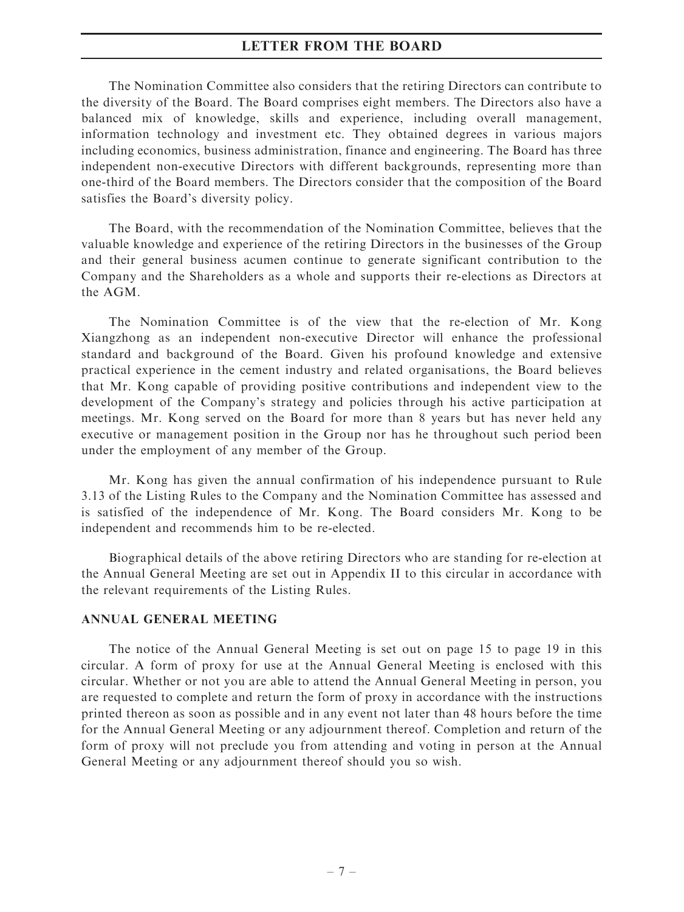The Nomination Committee also considers that the retiring Directors can contribute to the diversity of the Board. The Board comprises eight members. The Directors also have a balanced mix of knowledge, skills and experience, including overall management, information technology and investment etc. They obtained degrees in various majors including economics, business administration, finance and engineering. The Board has three independent non-executive Directors with different backgrounds, representing more than one-third of the Board members. The Directors consider that the composition of the Board satisfies the Board's diversity policy.

The Board, with the recommendation of the Nomination Committee, believes that the valuable knowledge and experience of the retiring Directors in the businesses of the Group and their general business acumen continue to generate significant contribution to the Company and the Shareholders as a whole and supports their re-elections as Directors at the AGM.

The Nomination Committee is of the view that the re-election of Mr. Kong Xiangzhong as an independent non-executive Director will enhance the professional standard and background of the Board. Given his profound knowledge and extensive practical experience in the cement industry and related organisations, the Board believes that Mr. Kong capable of providing positive contributions and independent view to the development of the Company's strategy and policies through his active participation at meetings. Mr. Kong served on the Board for more than 8 years but has never held any executive or management position in the Group nor has he throughout such period been under the employment of any member of the Group.

Mr. Kong has given the annual confirmation of his independence pursuant to Rule 3.13 of the Listing Rules to the Company and the Nomination Committee has assessed and is satisfied of the independence of Mr. Kong. The Board considers Mr. Kong to be independent and recommends him to be re-elected.

Biographical details of the above retiring Directors who are standing for re-election at the Annual General Meeting are set out in Appendix II to this circular in accordance with the relevant requirements of the Listing Rules.

## ANNUAL GENERAL MEETING

The notice of the Annual General Meeting is set out on page 15 to page 19 in this circular. A form of proxy for use at the Annual General Meeting is enclosed with this circular. Whether or not you are able to attend the Annual General Meeting in person, you are requested to complete and return the form of proxy in accordance with the instructions printed thereon as soon as possible and in any event not later than 48 hours before the time for the Annual General Meeting or any adjournment thereof. Completion and return of the form of proxy will not preclude you from attending and voting in person at the Annual General Meeting or any adjournment thereof should you so wish.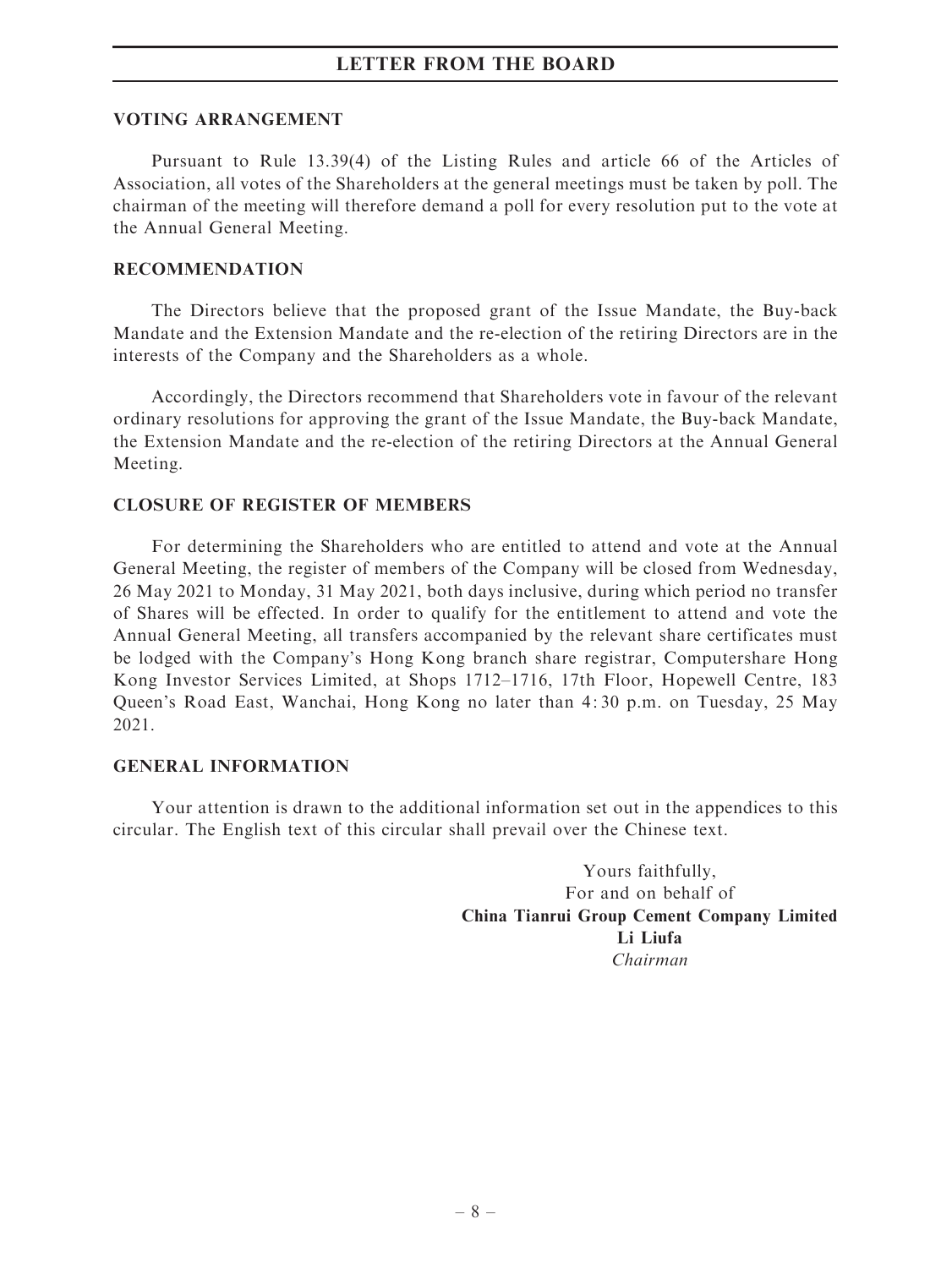# LETTER FROM THE BOARD

## VOTING ARRANGEMENT

Pursuant to Rule 13.39(4) of the Listing Rules and article 66 of the Articles of Association, all votes of the Shareholders at the general meetings must be taken by poll. The chairman of the meeting will therefore demand a poll for every resolution put to the vote at the Annual General Meeting.

## RECOMMENDATION

The Directors believe that the proposed grant of the Issue Mandate, the Buy-back Mandate and the Extension Mandate and the re-election of the retiring Directors are in the interests of the Company and the Shareholders as a whole.

Accordingly, the Directors recommend that Shareholders vote in favour of the relevant ordinary resolutions for approving the grant of the Issue Mandate, the Buy-back Mandate, the Extension Mandate and the re-election of the retiring Directors at the Annual General Meeting.

## CLOSURE OF REGISTER OF MEMBERS

For determining the Shareholders who are entitled to attend and vote at the Annual General Meeting, the register of members of the Company will be closed from Wednesday, 26 May 2021 to Monday, 31 May 2021, both days inclusive, during which period no transfer of Shares will be effected. In order to qualify for the entitlement to attend and vote the Annual General Meeting, all transfers accompanied by the relevant share certificates must be lodged with the Company's Hong Kong branch share registrar, Computershare Hong Kong Investor Services Limited, at Shops 1712–1716, 17th Floor, Hopewell Centre, 183 Queen's Road East, Wanchai, Hong Kong no later than 4:30 p.m. on Tuesday, 25 May 2021.

## GENERAL INFORMATION

Your attention is drawn to the additional information set out in the appendices to this circular. The English text of this circular shall prevail over the Chinese text.

Yours faithfully,
For and on behalf of
**China Tianrui Group Cement Company Limited**
**Li Liufa**
*Chairman*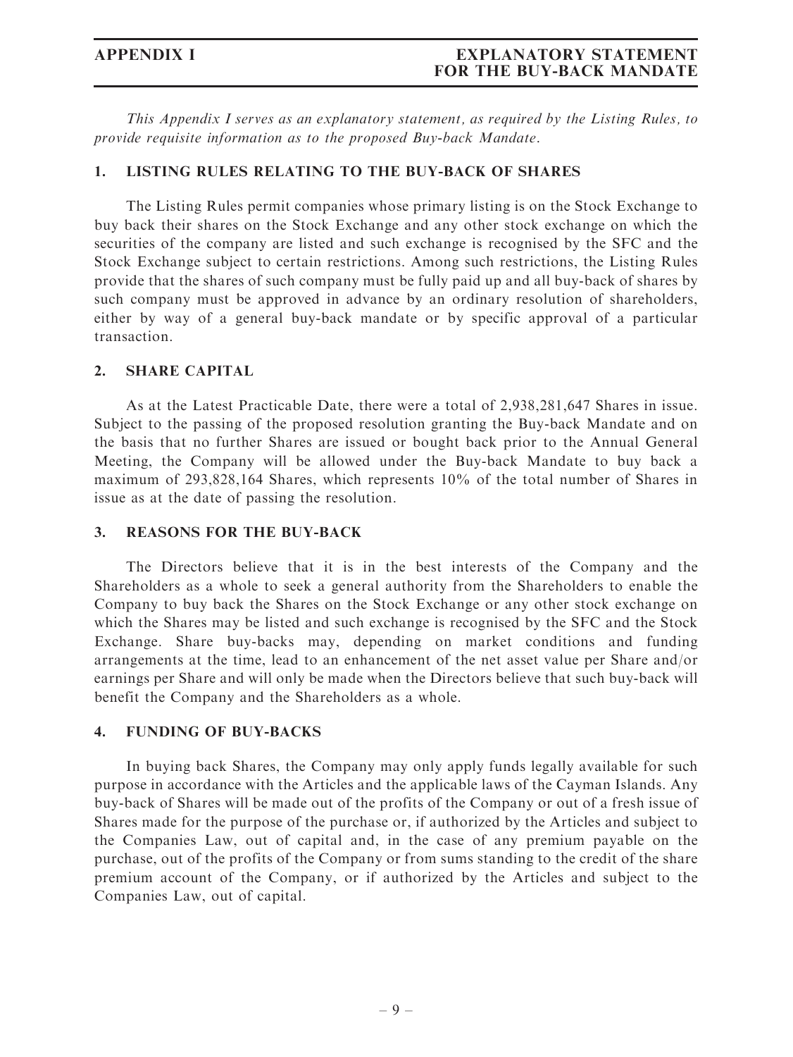*This Appendix I serves as an explanatory statement, as required by the Listing Rules, to provide requisite information as to the proposed Buy-back Mandate.*

## 1. LISTING RULES RELATING TO THE BUY-BACK OF SHARES

The Listing Rules permit companies whose primary listing is on the Stock Exchange to buy back their shares on the Stock Exchange and any other stock exchange on which the securities of the company are listed and such exchange is recognised by the SFC and the Stock Exchange subject to certain restrictions. Among such restrictions, the Listing Rules provide that the shares of such company must be fully paid up and all buy-back of shares by such company must be approved in advance by an ordinary resolution of shareholders, either by way of a general buy-back mandate or by specific approval of a particular transaction.

## 2. SHARE CAPITAL

As at the Latest Practicable Date, there were a total of 2,938,281,647 Shares in issue. Subject to the passing of the proposed resolution granting the Buy-back Mandate and on the basis that no further Shares are issued or bought back prior to the Annual General Meeting, the Company will be allowed under the Buy-back Mandate to buy back a maximum of 293,828,164 Shares, which represents 10% of the total number of Shares in issue as at the date of passing the resolution.

## 3. REASONS FOR THE BUY-BACK

The Directors believe that it is in the best interests of the Company and the Shareholders as a whole to seek a general authority from the Shareholders to enable the Company to buy back the Shares on the Stock Exchange or any other stock exchange on which the Shares may be listed and such exchange is recognised by the SFC and the Stock Exchange. Share buy-backs may, depending on market conditions and funding arrangements at the time, lead to an enhancement of the net asset value per Share and/or earnings per Share and will only be made when the Directors believe that such buy-back will benefit the Company and the Shareholders as a whole.

## 4. FUNDING OF BUY-BACKS

In buying back Shares, the Company may only apply funds legally available for such purpose in accordance with the Articles and the applicable laws of the Cayman Islands. Any buy-back of Shares will be made out of the profits of the Company or out of a fresh issue of Shares made for the purpose of the purchase or, if authorized by the Articles and subject to the Companies Law, out of capital and, in the case of any premium payable on the purchase, out of the profits of the Company or from sums standing to the credit of the share premium account of the Company, or if authorized by the Articles and subject to the Companies Law, out of capital.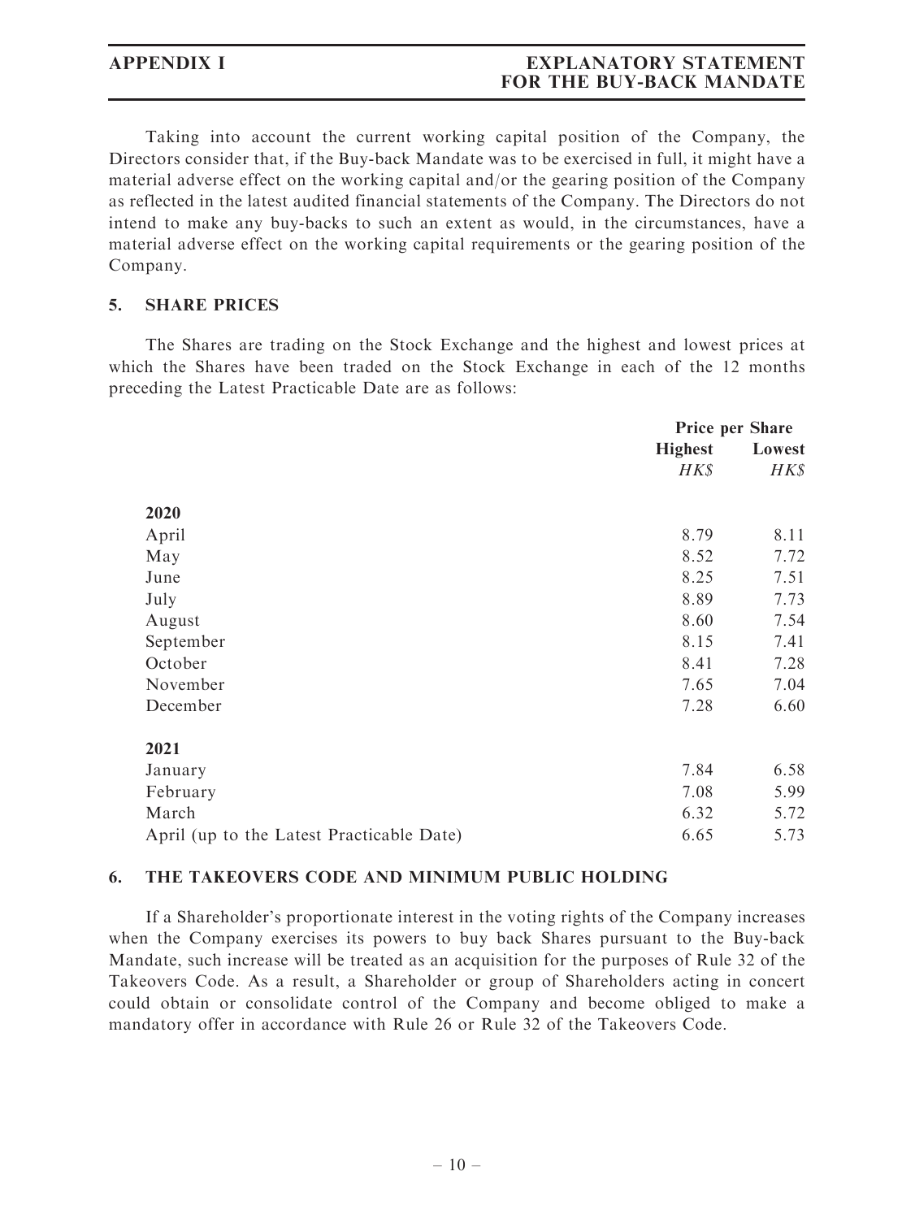Taking into account the current working capital position of the Company, the Directors consider that, if the Buy-back Mandate was to be exercised in full, it might have a material adverse effect on the working capital and/or the gearing position of the Company as reflected in the latest audited financial statements of the Company. The Directors do not intend to make any buy-backs to such an extent as would, in the circumstances, have a material adverse effect on the working capital requirements or the gearing position of the Company.

## 5. SHARE PRICES

The Shares are trading on the Stock Exchange and the highest and lowest prices at which the Shares have been traded on the Stock Exchange in each of the 12 months preceding the Latest Practicable Date are as follows:

| | Price per Share | |
|---|---|---|
| | **Highest** | **Lowest** |
| | *HK$* | *HK$* |
| **2020** | | |
| April | 8.79 | 8.11 |
| May | 8.52 | 7.72 |
| June | 8.25 | 7.51 |
| July | 8.89 | 7.73 |
| August | 8.60 | 7.54 |
| September | 8.15 | 7.41 |
| October | 8.41 | 7.28 |
| November | 7.65 | 7.04 |
| December | 7.28 | 6.60 |
| **2021** | | |
| January | 7.84 | 6.58 |
| February | 7.08 | 5.99 |
| March | 6.32 | 5.72 |
| April (up to the Latest Practicable Date) | 6.65 | 5.73 |

## 6. THE TAKEOVERS CODE AND MINIMUM PUBLIC HOLDING

If a Shareholder's proportionate interest in the voting rights of the Company increases when the Company exercises its powers to buy back Shares pursuant to the Buy-back Mandate, such increase will be treated as an acquisition for the purposes of Rule 32 of the Takeovers Code. As a result, a Shareholder or group of Shareholders acting in concert could obtain or consolidate control of the Company and become obliged to make a mandatory offer in accordance with Rule 26 or Rule 32 of the Takeovers Code.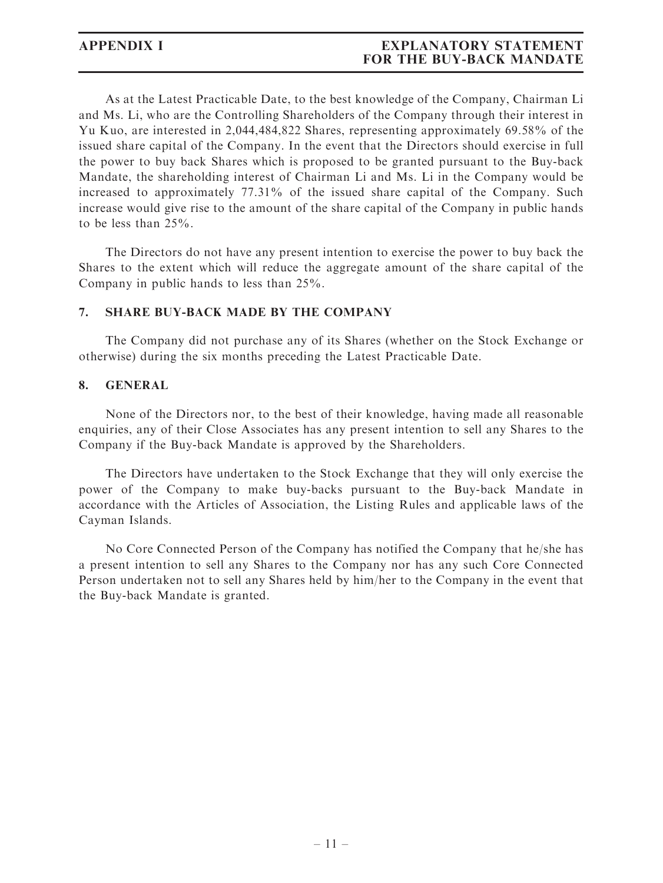As at the Latest Practicable Date, to the best knowledge of the Company, Chairman Li and Ms. Li, who are the Controlling Shareholders of the Company through their interest in Yu Kuo, are interested in 2,044,484,822 Shares, representing approximately 69.58% of the issued share capital of the Company. In the event that the Directors should exercise in full the power to buy back Shares which is proposed to be granted pursuant to the Buy-back Mandate, the shareholding interest of Chairman Li and Ms. Li in the Company would be increased to approximately 77.31% of the issued share capital of the Company. Such increase would give rise to the amount of the share capital of the Company in public hands to be less than 25%.

The Directors do not have any present intention to exercise the power to buy back the Shares to the extent which will reduce the aggregate amount of the share capital of the Company in public hands to less than 25%.

## 7. SHARE BUY-BACK MADE BY THE COMPANY

The Company did not purchase any of its Shares (whether on the Stock Exchange or otherwise) during the six months preceding the Latest Practicable Date.

## 8. GENERAL

None of the Directors nor, to the best of their knowledge, having made all reasonable enquiries, any of their Close Associates has any present intention to sell any Shares to the Company if the Buy-back Mandate is approved by the Shareholders.

The Directors have undertaken to the Stock Exchange that they will only exercise the power of the Company to make buy-backs pursuant to the Buy-back Mandate in accordance with the Articles of Association, the Listing Rules and applicable laws of the Cayman Islands.

No Core Connected Person of the Company has notified the Company that he/she has a present intention to sell any Shares to the Company nor has any such Core Connected Person undertaken not to sell any Shares held by him/her to the Company in the event that the Buy-back Mandate is granted.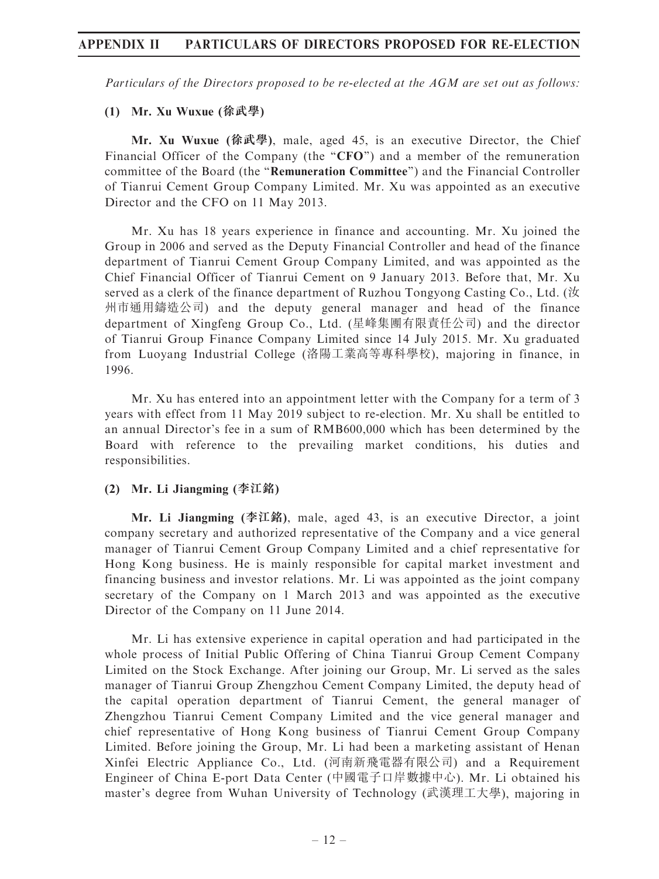*Particulars of the Directors proposed to be re-elected at the AGM are set out as follows:*

**(1) Mr. Xu Wuxue (徐武學)**

**Mr. Xu Wuxue (徐武學)**, male, aged 45, is an executive Director, the Chief Financial Officer of the Company (the "**CFO**") and a member of the remuneration committee of the Board (the "**Remuneration Committee**") and the Financial Controller of Tianrui Cement Group Company Limited. Mr. Xu was appointed as an executive Director and the CFO on 11 May 2013.

Mr. Xu has 18 years experience in finance and accounting. Mr. Xu joined the Group in 2006 and served as the Deputy Financial Controller and head of the finance department of Tianrui Cement Group Company Limited, and was appointed as the Chief Financial Officer of Tianrui Cement on 9 January 2013. Before that, Mr. Xu served as a clerk of the finance department of Ruzhou Tongyong Casting Co., Ltd. (汝州市通用鑄造公司) and the deputy general manager and head of the finance department of Xingfeng Group Co., Ltd. (星峰集團有限責任公司) and the director of Tianrui Group Finance Company Limited since 14 July 2015. Mr. Xu graduated from Luoyang Industrial College (洛陽工業高等專科學校), majoring in finance, in 1996.

Mr. Xu has entered into an appointment letter with the Company for a term of 3 years with effect from 11 May 2019 subject to re-election. Mr. Xu shall be entitled to an annual Director's fee in a sum of RMB600,000 which has been determined by the Board with reference to the prevailing market conditions, his duties and responsibilities.

**(2) Mr. Li Jiangming (李江銘)**

**Mr. Li Jiangming (李江銘)**, male, aged 43, is an executive Director, a joint company secretary and authorized representative of the Company and a vice general manager of Tianrui Cement Group Company Limited and a chief representative for Hong Kong business. He is mainly responsible for capital market investment and financing business and investor relations. Mr. Li was appointed as the joint company secretary of the Company on 1 March 2013 and was appointed as the executive Director of the Company on 11 June 2014.

Mr. Li has extensive experience in capital operation and had participated in the whole process of Initial Public Offering of China Tianrui Group Cement Company Limited on the Stock Exchange. After joining our Group, Mr. Li served as the sales manager of Tianrui Group Zhengzhou Cement Company Limited, the deputy head of the capital operation department of Tianrui Cement, the general manager of Zhengzhou Tianrui Cement Company Limited and the vice general manager and chief representative of Hong Kong business of Tianrui Cement Group Company Limited. Before joining the Group, Mr. Li had been a marketing assistant of Henan Xinfei Electric Appliance Co., Ltd. (河南新飛電器有限公司) and a Requirement Engineer of China E-port Data Center (中國電子口岸數據中心). Mr. Li obtained his master's degree from Wuhan University of Technology (武漢理工大學), majoring in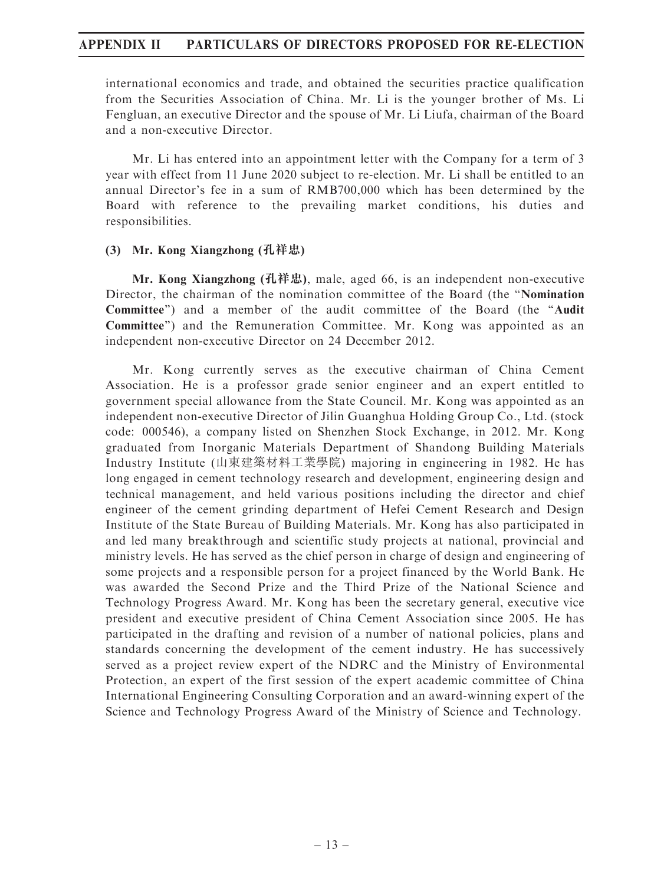international economics and trade, and obtained the securities practice qualification from the Securities Association of China. Mr. Li is the younger brother of Ms. Li Fengluan, an executive Director and the spouse of Mr. Li Liufa, chairman of the Board and a non-executive Director.

Mr. Li has entered into an appointment letter with the Company for a term of 3 year with effect from 11 June 2020 subject to re-election. Mr. Li shall be entitled to an annual Director's fee in a sum of RMB700,000 which has been determined by the Board with reference to the prevailing market conditions, his duties and responsibilities.

**(3) Mr. Kong Xiangzhong (孔祥忠)**

**Mr. Kong Xiangzhong (孔祥忠)**, male, aged 66, is an independent non-executive Director, the chairman of the nomination committee of the Board (the "**Nomination Committee**") and a member of the audit committee of the Board (the "**Audit Committee**") and the Remuneration Committee. Mr. Kong was appointed as an independent non-executive Director on 24 December 2012.

Mr. Kong currently serves as the executive chairman of China Cement Association. He is a professor grade senior engineer and an expert entitled to government special allowance from the State Council. Mr. Kong was appointed as an independent non-executive Director of Jilin Guanghua Holding Group Co., Ltd. (stock code: 000546), a company listed on Shenzhen Stock Exchange, in 2012. Mr. Kong graduated from Inorganic Materials Department of Shandong Building Materials Industry Institute (山東建築材料工業學院) majoring in engineering in 1982. He has long engaged in cement technology research and development, engineering design and technical management, and held various positions including the director and chief engineer of the cement grinding department of Hefei Cement Research and Design Institute of the State Bureau of Building Materials. Mr. Kong has also participated in and led many breakthrough and scientific study projects at national, provincial and ministry levels. He has served as the chief person in charge of design and engineering of some projects and a responsible person for a project financed by the World Bank. He was awarded the Second Prize and the Third Prize of the National Science and Technology Progress Award. Mr. Kong has been the secretary general, executive vice president and executive president of China Cement Association since 2005. He has participated in the drafting and revision of a number of national policies, plans and standards concerning the development of the cement industry. He has successively served as a project review expert of the NDRC and the Ministry of Environmental Protection, an expert of the first session of the expert academic committee of China International Engineering Consulting Corporation and an award-winning expert of the Science and Technology Progress Award of the Ministry of Science and Technology.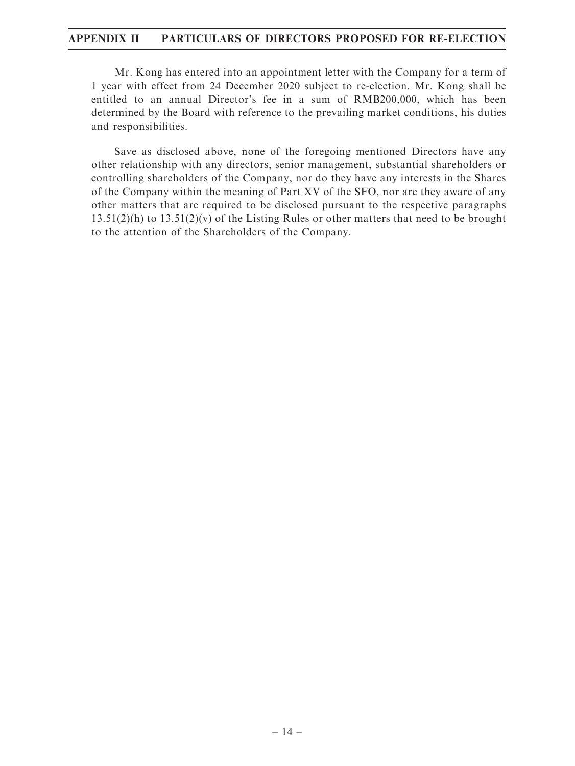Mr. Kong has entered into an appointment letter with the Company for a term of 1 year with effect from 24 December 2020 subject to re-election. Mr. Kong shall be entitled to an annual Director's fee in a sum of RMB200,000, which has been determined by the Board with reference to the prevailing market conditions, his duties and responsibilities.

Save as disclosed above, none of the foregoing mentioned Directors have any other relationship with any directors, senior management, substantial shareholders or controlling shareholders of the Company, nor do they have any interests in the Shares of the Company within the meaning of Part XV of the SFO, nor are they aware of any other matters that are required to be disclosed pursuant to the respective paragraphs 13.51(2)(h) to 13.51(2)(v) of the Listing Rules or other matters that need to be brought to the attention of the Shareholders of the Company.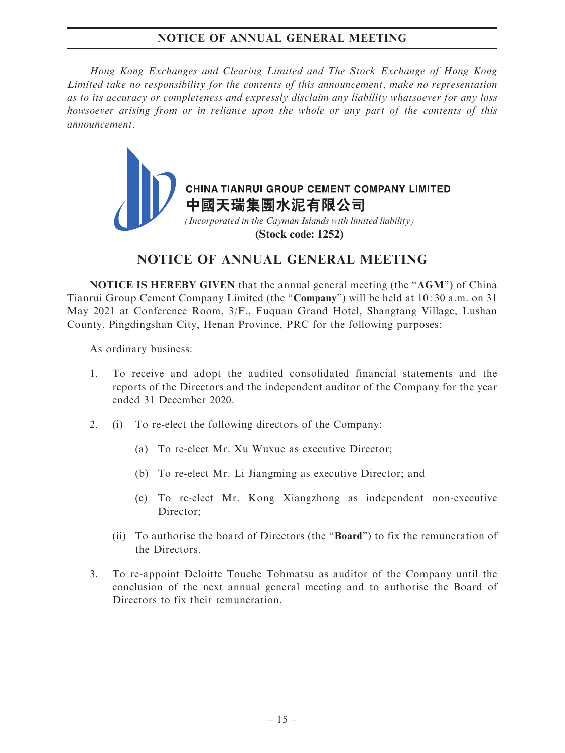*Hong Kong Exchanges and Clearing Limited and The Stock Exchange of Hong Kong Limited take no responsibility for the contents of this announcement, make no representation as to its accuracy or completeness and expressly disclaim any liability whatsoever for any loss howsoever arising from or in reliance upon the whole or any part of the contents of this announcement.*

**CHINA TIANRUI GROUP CEMENT COMPANY LIMITED**
**中國天瑞集團水泥有限公司**
*(Incorporated in the Cayman Islands with limited liability)*
**(Stock code: 1252)**

# NOTICE OF ANNUAL GENERAL MEETING

**NOTICE IS HEREBY GIVEN** that the annual general meeting (the "**AGM**") of China Tianrui Group Cement Company Limited (the "**Company**") will be held at 10:30 a.m. on 31 May 2021 at Conference Room, 3/F., Fuquan Grand Hotel, Shangtang Village, Lushan County, Pingdingshan City, Henan Province, PRC for the following purposes:

As ordinary business:

1. To receive and adopt the audited consolidated financial statements and the reports of the Directors and the independent auditor of the Company for the year ended 31 December 2020.

2. (i) To re-elect the following directors of the Company:

   (a) To re-elect Mr. Xu Wuxue as executive Director;

   (b) To re-elect Mr. Li Jiangming as executive Director; and

   (c) To re-elect Mr. Kong Xiangzhong as independent non-executive Director;

   (ii) To authorise the board of Directors (the "**Board**") to fix the remuneration of the Directors.

3. To re-appoint Deloitte Touche Tohmatsu as auditor of the Company until the conclusion of the next annual general meeting and to authorise the Board of Directors to fix their remuneration.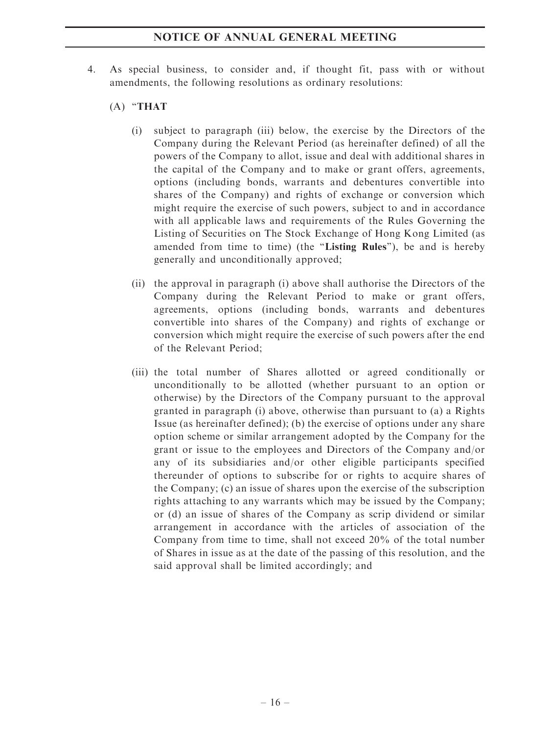4. As special business, to consider and, if thought fit, pass with or without amendments, the following resolutions as ordinary resolutions:

   (A) "**THAT**

   (i) subject to paragraph (iii) below, the exercise by the Directors of the Company during the Relevant Period (as hereinafter defined) of all the powers of the Company to allot, issue and deal with additional shares in the capital of the Company and to make or grant offers, agreements, options (including bonds, warrants and debentures convertible into shares of the Company) and rights of exchange or conversion which might require the exercise of such powers, subject to and in accordance with all applicable laws and requirements of the Rules Governing the Listing of Securities on The Stock Exchange of Hong Kong Limited (as amended from time to time) (the "**Listing Rules**"), be and is hereby generally and unconditionally approved;

   (ii) the approval in paragraph (i) above shall authorise the Directors of the Company during the Relevant Period to make or grant offers, agreements, options (including bonds, warrants and debentures convertible into shares of the Company) and rights of exchange or conversion which might require the exercise of such powers after the end of the Relevant Period;

   (iii) the total number of Shares allotted or agreed conditionally or unconditionally to be allotted (whether pursuant to an option or otherwise) by the Directors of the Company pursuant to the approval granted in paragraph (i) above, otherwise than pursuant to (a) a Rights Issue (as hereinafter defined); (b) the exercise of options under any share option scheme or similar arrangement adopted by the Company for the grant or issue to the employees and Directors of the Company and/or any of its subsidiaries and/or other eligible participants specified thereunder of options to subscribe for or rights to acquire shares of the Company; (c) an issue of shares upon the exercise of the subscription rights attaching to any warrants which may be issued by the Company; or (d) an issue of shares of the Company as scrip dividend or similar arrangement in accordance with the articles of association of the Company from time to time, shall not exceed 20% of the total number of Shares in issue as at the date of the passing of this resolution, and the said approval shall be limited accordingly; and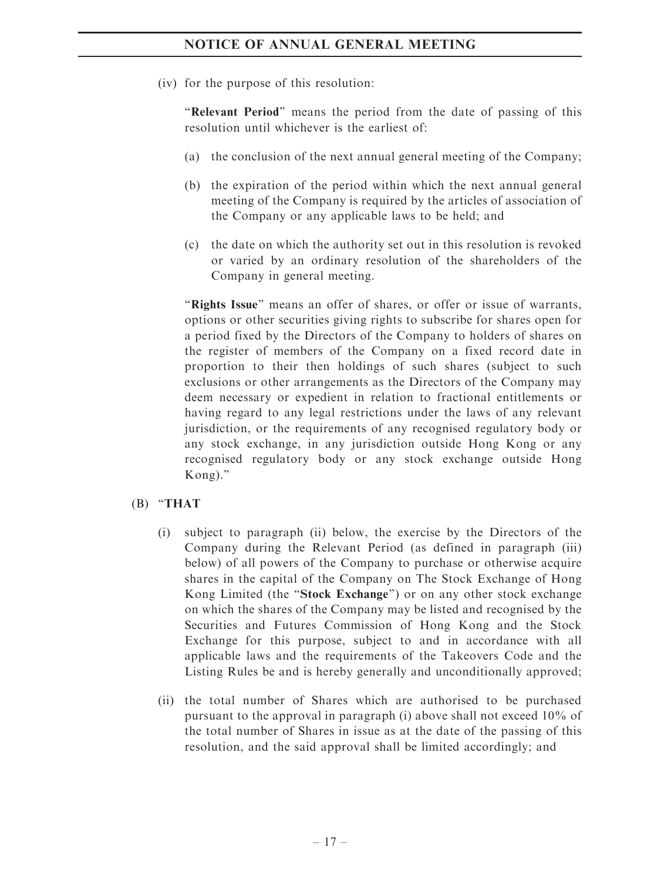(iv) for the purpose of this resolution:

"**Relevant Period**" means the period from the date of passing of this resolution until whichever is the earliest of:

(a) the conclusion of the next annual general meeting of the Company;

(b) the expiration of the period within which the next annual general meeting of the Company is required by the articles of association of the Company or any applicable laws to be held; and

(c) the date on which the authority set out in this resolution is revoked or varied by an ordinary resolution of the shareholders of the Company in general meeting.

"**Rights Issue**" means an offer of shares, or offer or issue of warrants, options or other securities giving rights to subscribe for shares open for a period fixed by the Directors of the Company to holders of shares on the register of members of the Company on a fixed record date in proportion to their then holdings of such shares (subject to such exclusions or other arrangements as the Directors of the Company may deem necessary or expedient in relation to fractional entitlements or having regard to any legal restrictions under the laws of any relevant jurisdiction, or the requirements of any recognised regulatory body or any stock exchange, in any jurisdiction outside Hong Kong or any recognised regulatory body or any stock exchange outside Hong Kong)."

(B) "**THAT**

(i) subject to paragraph (ii) below, the exercise by the Directors of the Company during the Relevant Period (as defined in paragraph (iii) below) of all powers of the Company to purchase or otherwise acquire shares in the capital of the Company on The Stock Exchange of Hong Kong Limited (the "**Stock Exchange**") or on any other stock exchange on which the shares of the Company may be listed and recognised by the Securities and Futures Commission of Hong Kong and the Stock Exchange for this purpose, subject to and in accordance with all applicable laws and the requirements of the Takeovers Code and the Listing Rules be and is hereby generally and unconditionally approved;

(ii) the total number of Shares which are authorised to be purchased pursuant to the approval in paragraph (i) above shall not exceed 10% of the total number of Shares in issue as at the date of the passing of this resolution, and the said approval shall be limited accordingly; and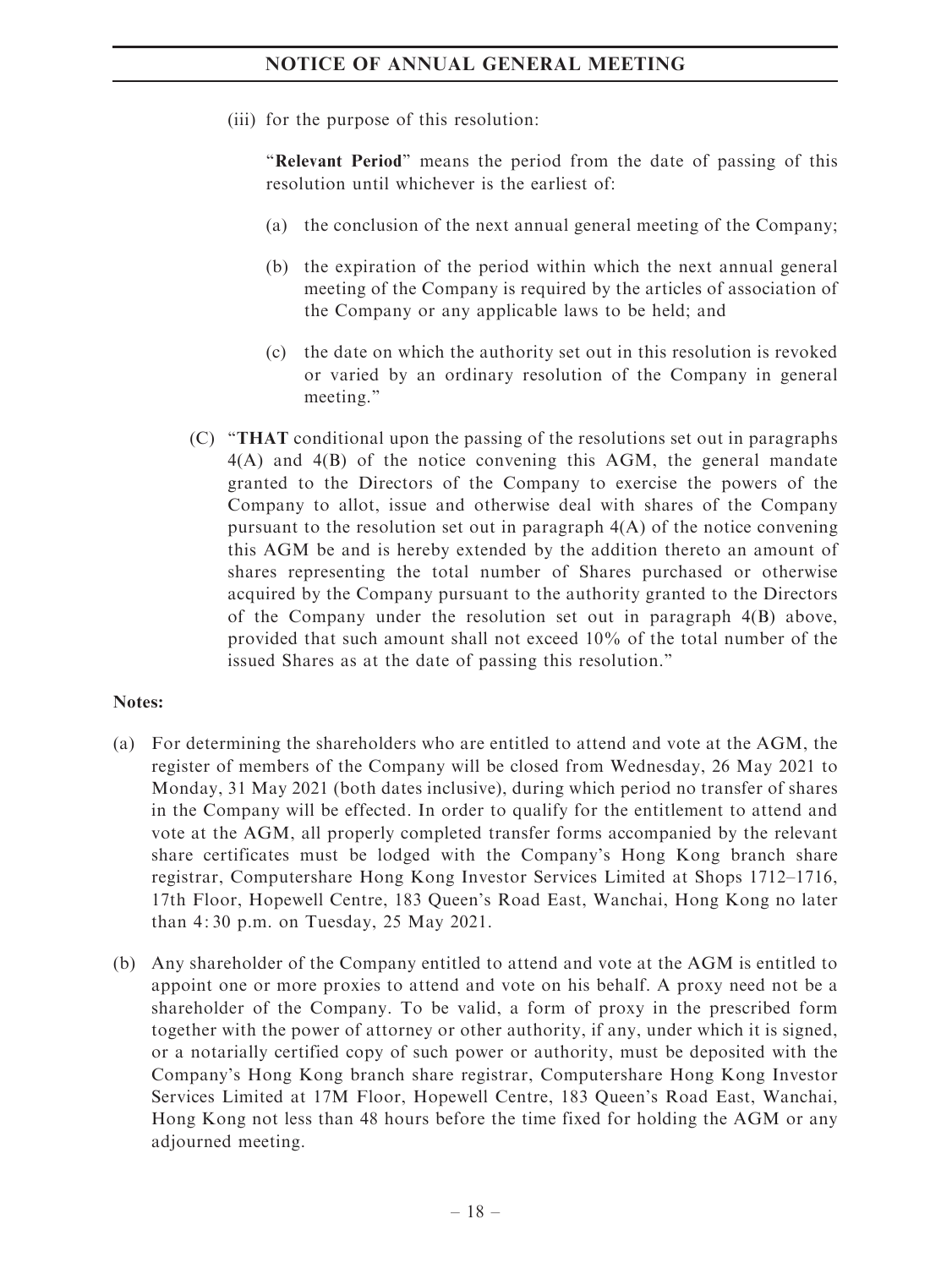(iii) for the purpose of this resolution:

"**Relevant Period**" means the period from the date of passing of this resolution until whichever is the earliest of:

(a) the conclusion of the next annual general meeting of the Company;

(b) the expiration of the period within which the next annual general meeting of the Company is required by the articles of association of the Company or any applicable laws to be held; and

(c) the date on which the authority set out in this resolution is revoked or varied by an ordinary resolution of the Company in general meeting."

(C) "**THAT** conditional upon the passing of the resolutions set out in paragraphs 4(A) and 4(B) of the notice convening this AGM, the general mandate granted to the Directors of the Company to exercise the powers of the Company to allot, issue and otherwise deal with shares of the Company pursuant to the resolution set out in paragraph 4(A) of the notice convening this AGM be and is hereby extended by the addition thereto an amount of shares representing the total number of Shares purchased or otherwise acquired by the Company pursuant to the authority granted to the Directors of the Company under the resolution set out in paragraph 4(B) above, provided that such amount shall not exceed 10% of the total number of the issued Shares as at the date of passing this resolution."

**Notes:**

(a) For determining the shareholders who are entitled to attend and vote at the AGM, the register of members of the Company will be closed from Wednesday, 26 May 2021 to Monday, 31 May 2021 (both dates inclusive), during which period no transfer of shares in the Company will be effected. In order to qualify for the entitlement to attend and vote at the AGM, all properly completed transfer forms accompanied by the relevant share certificates must be lodged with the Company's Hong Kong branch share registrar, Computershare Hong Kong Investor Services Limited at Shops 1712–1716, 17th Floor, Hopewell Centre, 183 Queen's Road East, Wanchai, Hong Kong no later than 4:30 p.m. on Tuesday, 25 May 2021.

(b) Any shareholder of the Company entitled to attend and vote at the AGM is entitled to appoint one or more proxies to attend and vote on his behalf. A proxy need not be a shareholder of the Company. To be valid, a form of proxy in the prescribed form together with the power of attorney or other authority, if any, under which it is signed, or a notarially certified copy of such power or authority, must be deposited with the Company's Hong Kong branch share registrar, Computershare Hong Kong Investor Services Limited at 17M Floor, Hopewell Centre, 183 Queen's Road East, Wanchai, Hong Kong not less than 48 hours before the time fixed for holding the AGM or any adjourned meeting.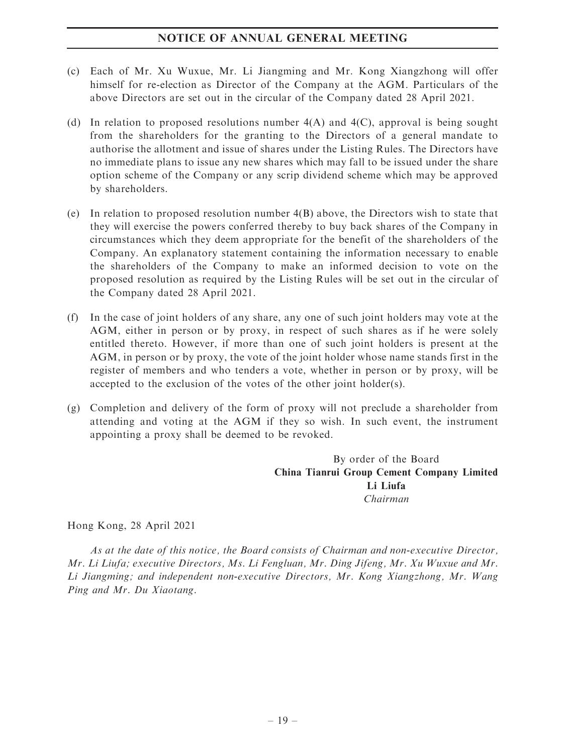(c) Each of Mr. Xu Wuxue, Mr. Li Jiangming and Mr. Kong Xiangzhong will offer himself for re-election as Director of the Company at the AGM. Particulars of the above Directors are set out in the circular of the Company dated 28 April 2021.

(d) In relation to proposed resolutions number 4(A) and 4(C), approval is being sought from the shareholders for the granting to the Directors of a general mandate to authorise the allotment and issue of shares under the Listing Rules. The Directors have no immediate plans to issue any new shares which may fall to be issued under the share option scheme of the Company or any scrip dividend scheme which may be approved by shareholders.

(e) In relation to proposed resolution number 4(B) above, the Directors wish to state that they will exercise the powers conferred thereby to buy back shares of the Company in circumstances which they deem appropriate for the benefit of the shareholders of the Company. An explanatory statement containing the information necessary to enable the shareholders of the Company to make an informed decision to vote on the proposed resolution as required by the Listing Rules will be set out in the circular of the Company dated 28 April 2021.

(f) In the case of joint holders of any share, any one of such joint holders may vote at the AGM, either in person or by proxy, in respect of such shares as if he were solely entitled thereto. However, if more than one of such joint holders is present at the AGM, in person or by proxy, the vote of the joint holder whose name stands first in the register of members and who tenders a vote, whether in person or by proxy, will be accepted to the exclusion of the votes of the other joint holder(s).

(g) Completion and delivery of the form of proxy will not preclude a shareholder from attending and voting at the AGM if they so wish. In such event, the instrument appointing a proxy shall be deemed to be revoked.

By order of the Board
**China Tianrui Group Cement Company Limited**
**Li Liufa**
*Chairman*

Hong Kong, 28 April 2021

*As at the date of this notice, the Board consists of Chairman and non-executive Director, Mr. Li Liufa; executive Directors, Ms. Li Fengluan, Mr. Ding Jifeng, Mr. Xu Wuxue and Mr. Li Jiangming; and independent non-executive Directors, Mr. Kong Xiangzhong, Mr. Wang Ping and Mr. Du Xiaotang.*